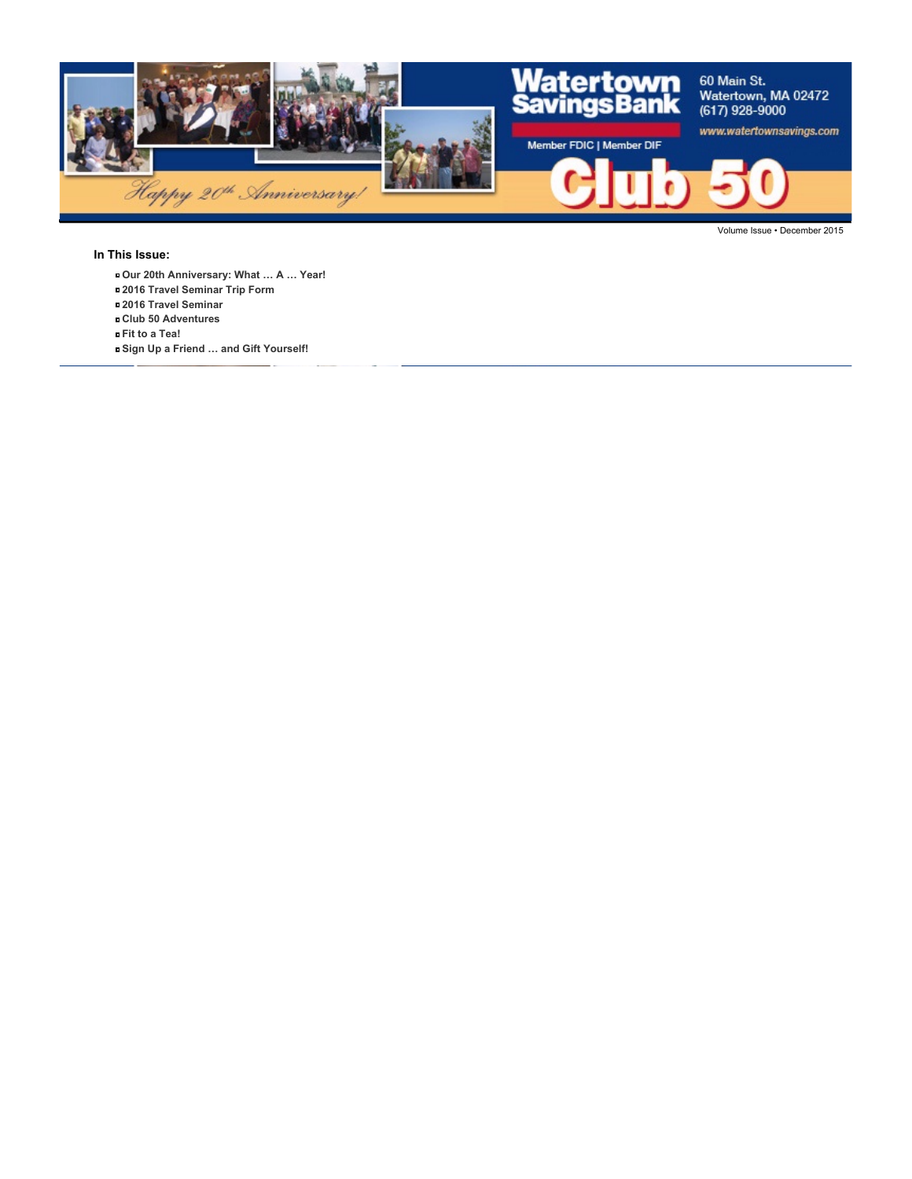# Watertown Savings Bank Club 50

Happy 20th Anniversary!

Member FDIC | Member DIF

60 Main St.
Watertown, MA 02472
(617) 928-9000

www.watertownsavings.com

Volume Issue • December 2015

**In This Issue:**

- **Our 20th Anniversary: What … A … Year!**
- **2016 Travel Seminar Trip Form**
- **2016 Travel Seminar**
- **Club 50 Adventures**
- **Fit to a Tea!**
- **Sign Up a Friend … and Gift Yourself!**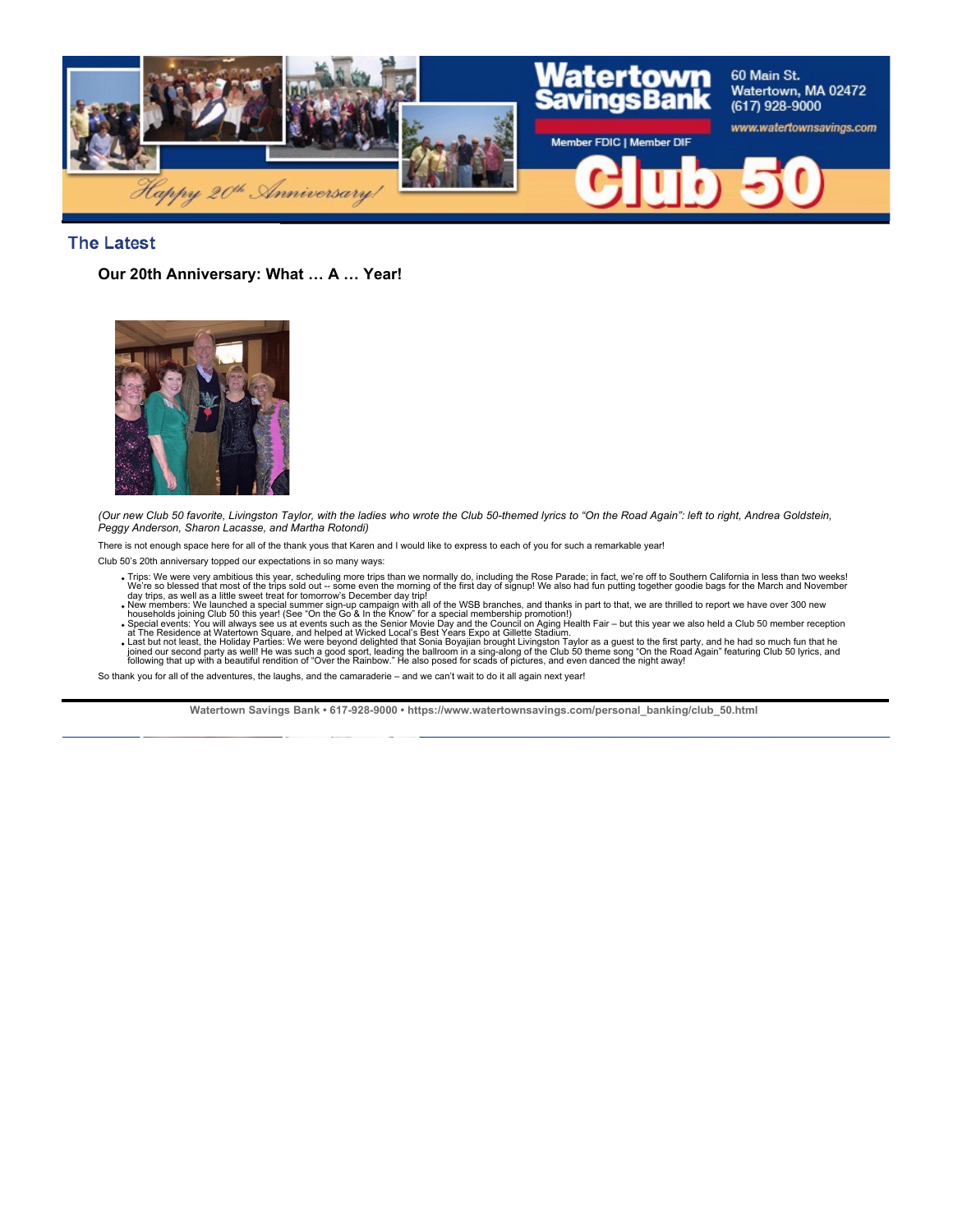## The Latest

### Our 20th Anniversary: What … A … Year!

*(Our new Club 50 favorite, Livingston Taylor, with the ladies who wrote the Club 50-themed lyrics to "On the Road Again": left to right, Andrea Goldstein, Peggy Anderson, Sharon Lacasse, and Martha Rotondi)*

There is not enough space here for all of the thank yous that Karen and I would like to express to each of you for such a remarkable year!

Club 50's 20th anniversary topped our expectations in so many ways:

- Trips: We were very ambitious this year, scheduling more trips than we normally do, including the Rose Parade; in fact, we're off to Southern California in less than two weeks! We're so blessed that most of the trips sold out -- some even the morning of the first day of signup! We also had fun putting together goodie bags for the March and November day trips, as well as a little sweet treat for tomorrow's December day trip!
- New members: We launched a special summer sign-up campaign with all of the WSB branches, and thanks in part to that, we are thrilled to report we have over 300 new households joining Club 50 this year! (See "On the Go & In the Know" for a special membership promotion!)
- Special events: You will always see us at events such as the Senior Movie Day and the Council on Aging Health Fair – but this year we also held a Club 50 member reception at The Residence at Watertown Square, and helped at Wicked Local's Best Years Expo at Gillette Stadium.
- Last but not least, the Holiday Parties: We were beyond delighted that Sonia Boyajian brought Livingston Taylor as a guest to the first party, and he had so much fun that he joined our second party as well! He was such a good sport, leading the ballroom in a sing-along of the Club 50 theme song "On the Road Again" featuring Club 50 lyrics, and following that up with a beautiful rendition of "Over the Rainbow." He also posed for scads of pictures, and even danced the night away!

So thank you for all of the adventures, the laughs, and the camaraderie – and we can't wait to do it all again next year!

**Watertown Savings Bank • 617-928-9000 • https://www.watertownsavings.com/personal_banking/club_50.html**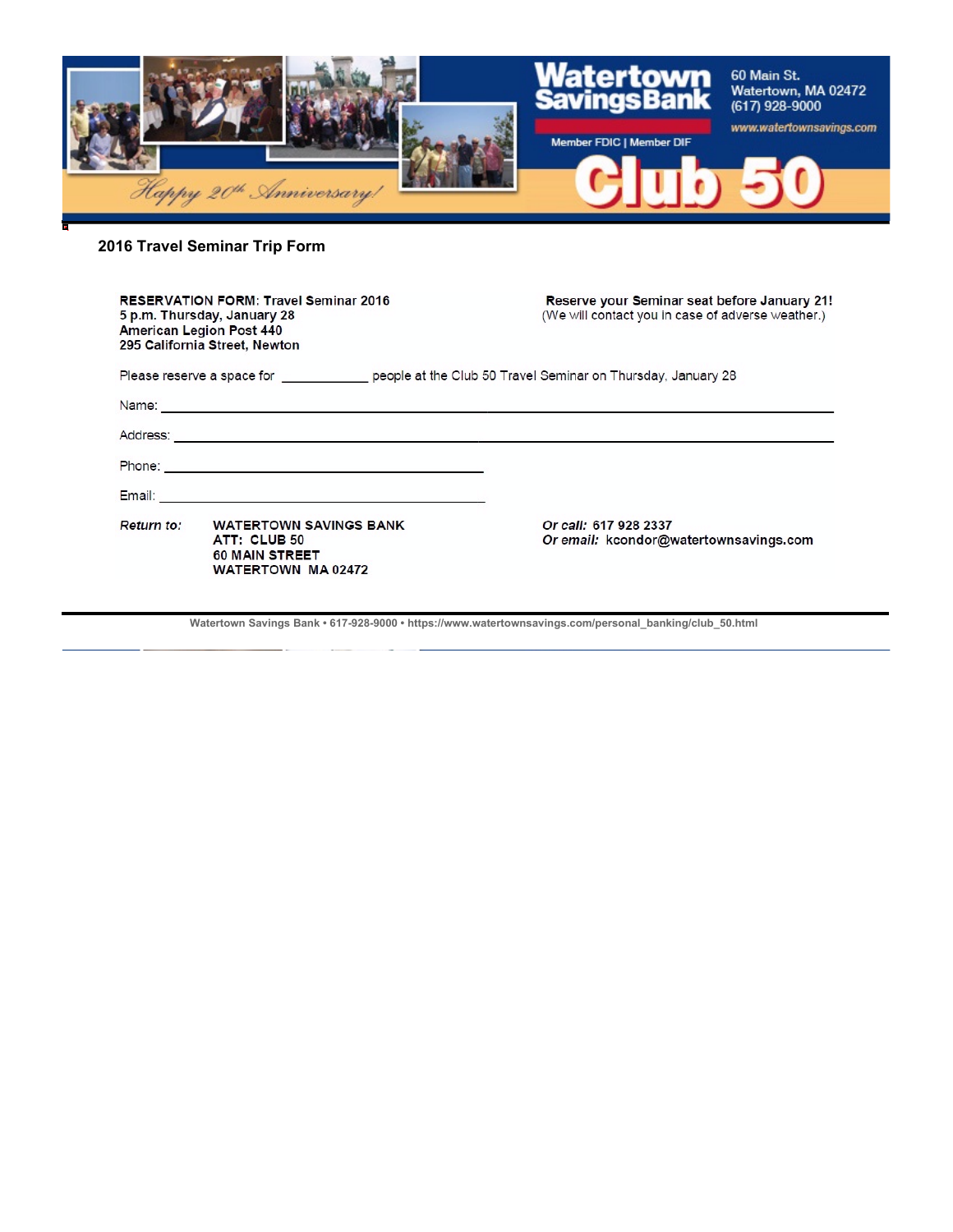Watertown Savings Bank

60 Main St.
Watertown, MA 02472
(617) 928-9000
www.watertownsavings.com

Member FDIC | Member DIF

Happy 20th Anniversary!

Club 50

## 2016 Travel Seminar Trip Form

**RESERVATION FORM: Travel Seminar 2016**
**5 p.m. Thursday, January 28**
**American Legion Post 440**
**295 California Street, Newton**

**Reserve your Seminar seat before January 21!**
(We will contact you in case of adverse weather.)

Please reserve a space for ___________ people at the Club 50 Travel Seminar on Thursday, January 28

Name: ______________________________________________________________

Address: ____________________________________________________________

Phone: ______________________________

Email: ______________________________

***Return to:*** **WATERTOWN SAVINGS BANK**
**ATT: CLUB 50**
**60 MAIN STREET**
**WATERTOWN MA 02472**

***Or call:*** **617 928 2337**
***Or email:*** **kcondor@watertownsavings.com**

**Watertown Savings Bank • 617-928-9000 • https://www.watertownsavings.com/personal_banking/club_50.html**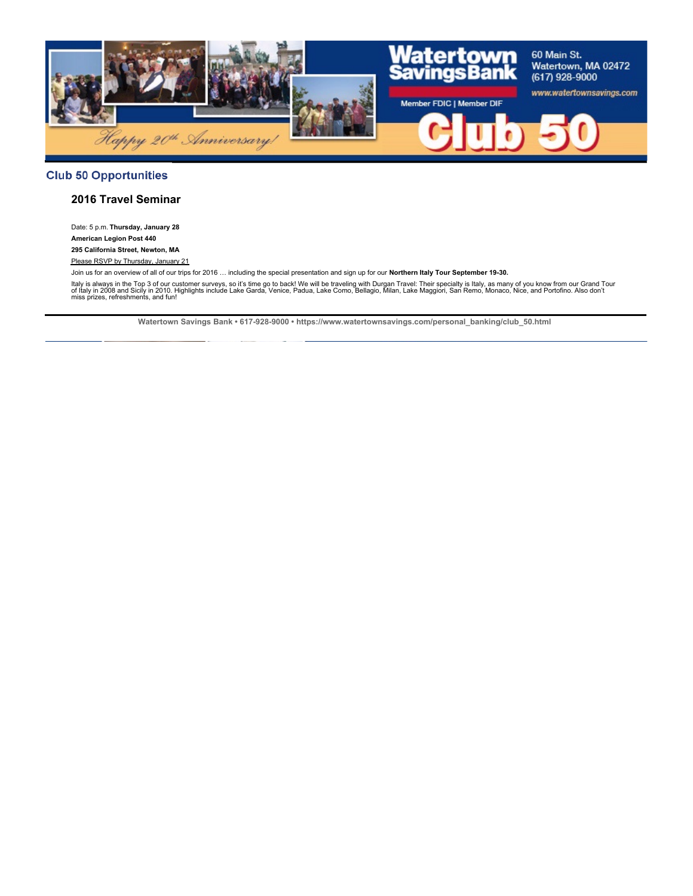## Club 50 Opportunities

### 2016 Travel Seminar

Date: 5 p.m. **Thursday, January 28**

**American Legion Post 440**

**295 California Street, Newton, MA**

Please RSVP by Thursday, January 21

Join us for an overview of all of our trips for 2016 … including the special presentation and sign up for our **Northern Italy Tour September 19-30.**

Italy is always in the Top 3 of our customer surveys, so it's time go to back! We will be traveling with Durgan Travel: Their specialty is Italy, as many of you know from our Grand Tour of Italy in 2008 and Sicily in 2010. Highlights include Lake Garda, Venice, Padua, Lake Como, Bellagio, Milan, Lake Maggiori, San Remo, Monaco, Nice, and Portofino. Also don't miss prizes, refreshments, and fun!

Watertown Savings Bank • 617-928-9000 • https://www.watertownsavings.com/personal_banking/club_50.html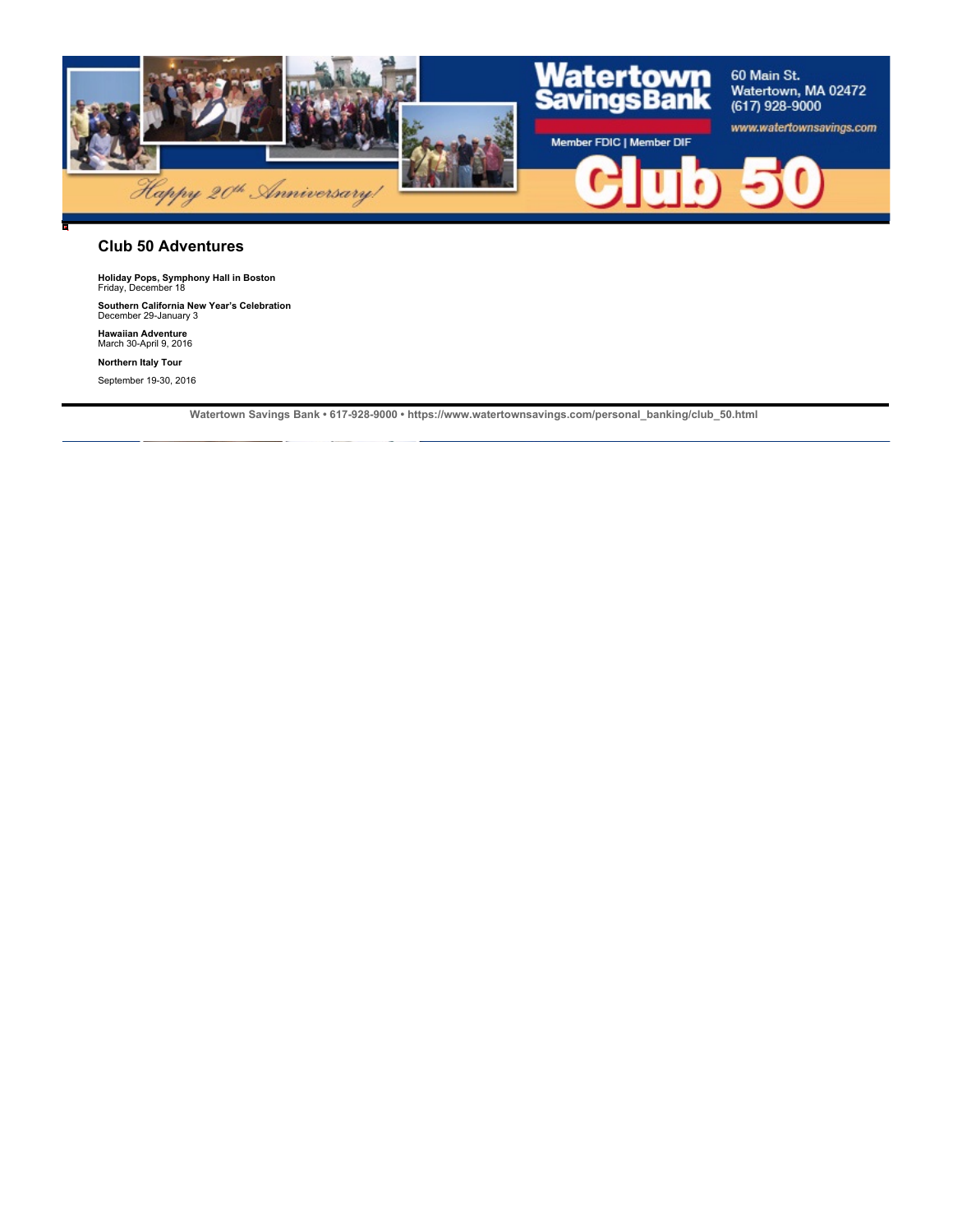## Club 50 Adventures

**Holiday Pops, Symphony Hall in Boston**
Friday, December 18

**Southern California New Year's Celebration**
December 29-January 3

**Hawaiian Adventure**
March 30-April 9, 2016

**Northern Italy Tour**

September 19-30, 2016

**Watertown Savings Bank • 617-928-9000 • https://www.watertownsavings.com/personal_banking/club_50.html**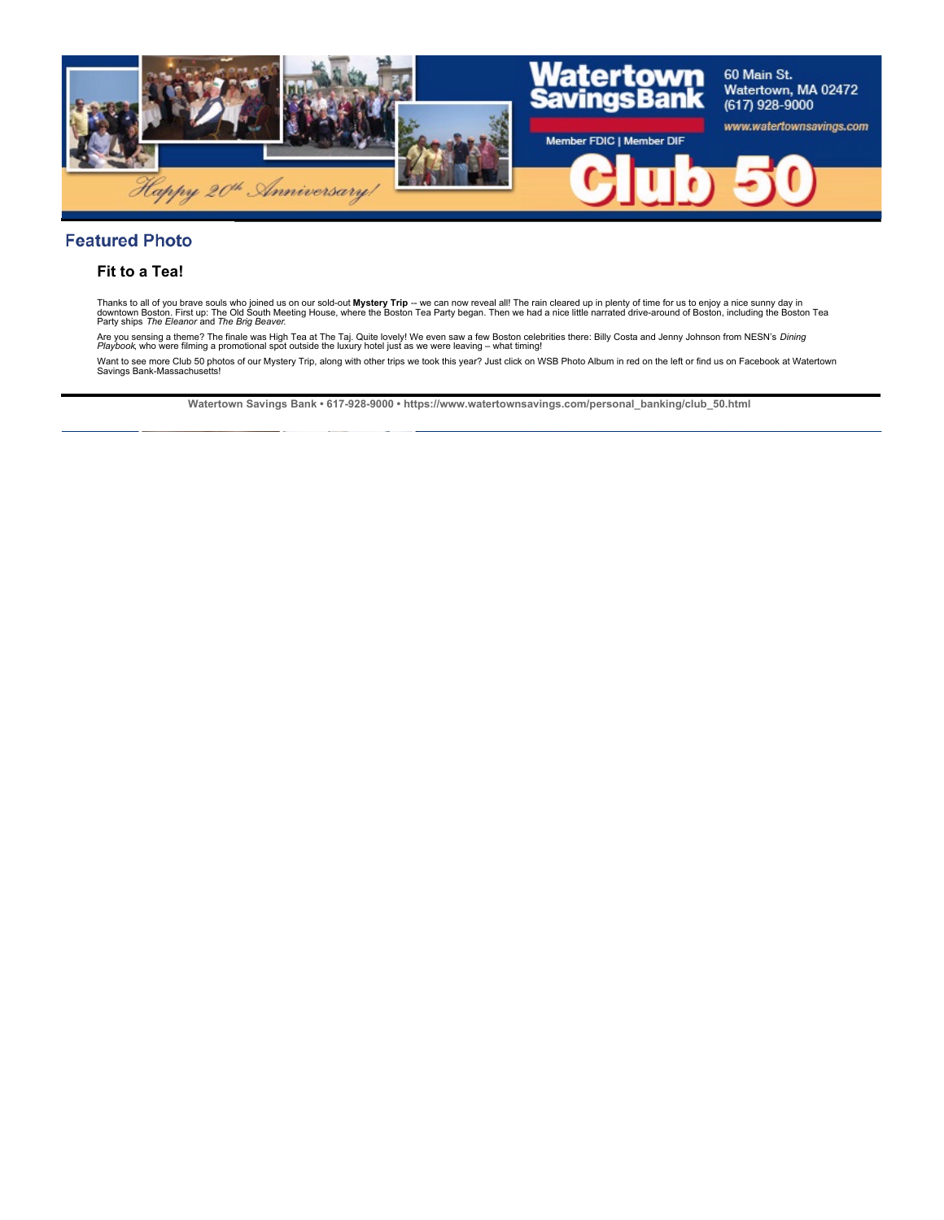Watertown Savings Bank

60 Main St.
Watertown, MA 02472
(617) 928-9000

www.watertownsavings.com

Member FDIC | Member DIF

Happy 20th Anniversary!

Club 50

## Featured Photo

### Fit to a Tea!

Thanks to all of you brave souls who joined us on our sold-out **Mystery Trip** -- we can now reveal all! The rain cleared up in plenty of time for us to enjoy a nice sunny day in downtown Boston. First up: The Old South Meeting House, where the Boston Tea Party began. Then we had a nice little narrated drive-around of Boston, including the Boston Tea Party ships *The Eleanor* and *The Brig Beaver*.

Are you sensing a theme? The finale was High Tea at The Taj. Quite lovely! We even saw a few Boston celebrities there: Billy Costa and Jenny Johnson from NESN's *Dining Playbook*, who were filming a promotional spot outside the luxury hotel just as we were leaving – what timing!

Want to see more Club 50 photos of our Mystery Trip, along with other trips we took this year? Just click on WSB Photo Album in red on the left or find us on Facebook at Watertown Savings Bank-Massachusetts!

---

**Watertown Savings Bank • 617-928-9000 • https://www.watertownsavings.com/personal_banking/club_50.html**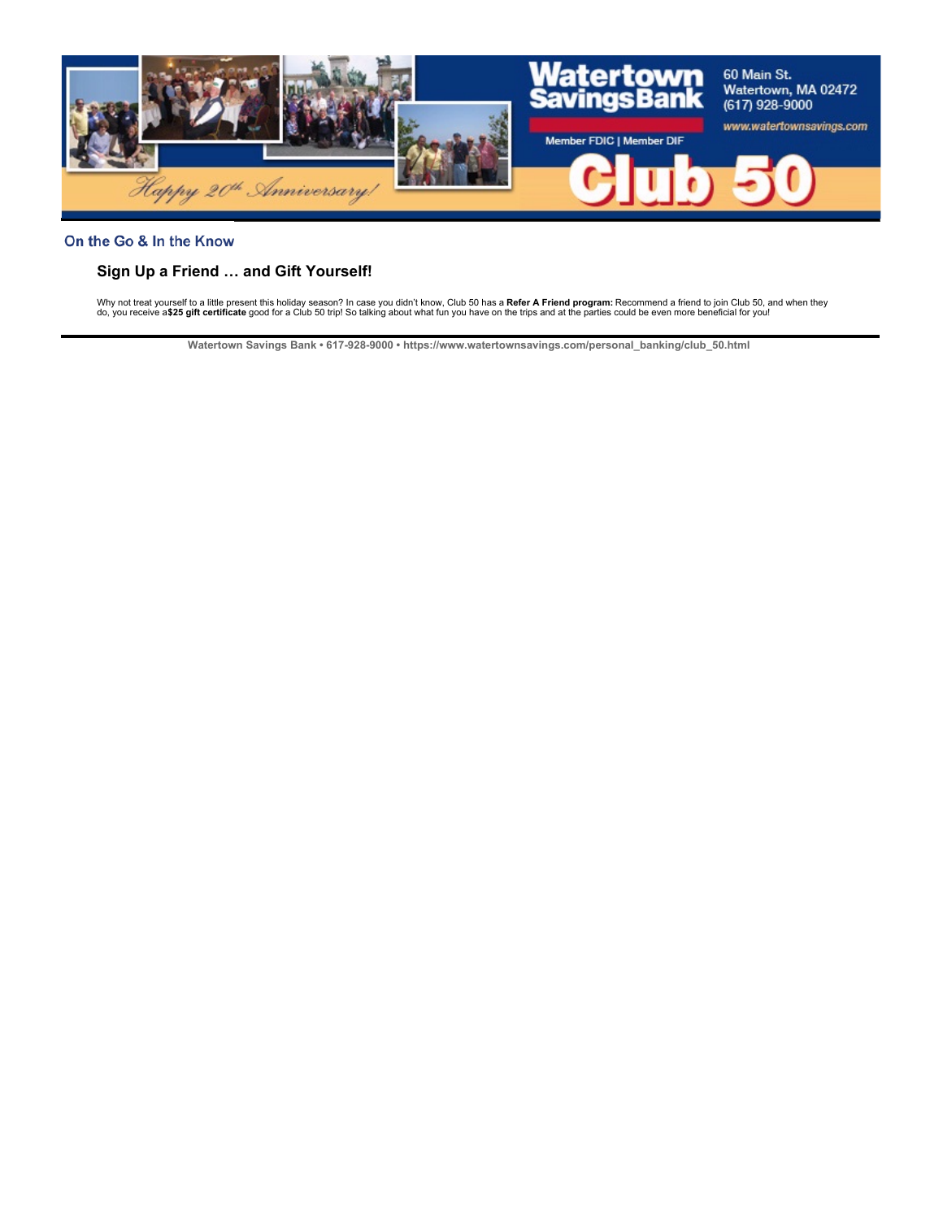Watertown Savings Bank

60 Main St.
Watertown, MA 02472
(617) 928-9000

www.watertownsavings.com

Member FDIC | Member DIF

*Happy 20th Anniversary!*

# Club 50

## On the Go & In the Know

### Sign Up a Friend … and Gift Yourself!

Why not treat yourself to a little present this holiday season? In case you didn't know, Club 50 has a **Refer A Friend program:** Recommend a friend to join Club 50, and when they do, you receive a **$25 gift certificate** good for a Club 50 trip! So talking about what fun you have on the trips and at the parties could be even more beneficial for you!

---

**Watertown Savings Bank • 617-928-9000 • https://www.watertownsavings.com/personal_banking/club_50.html**